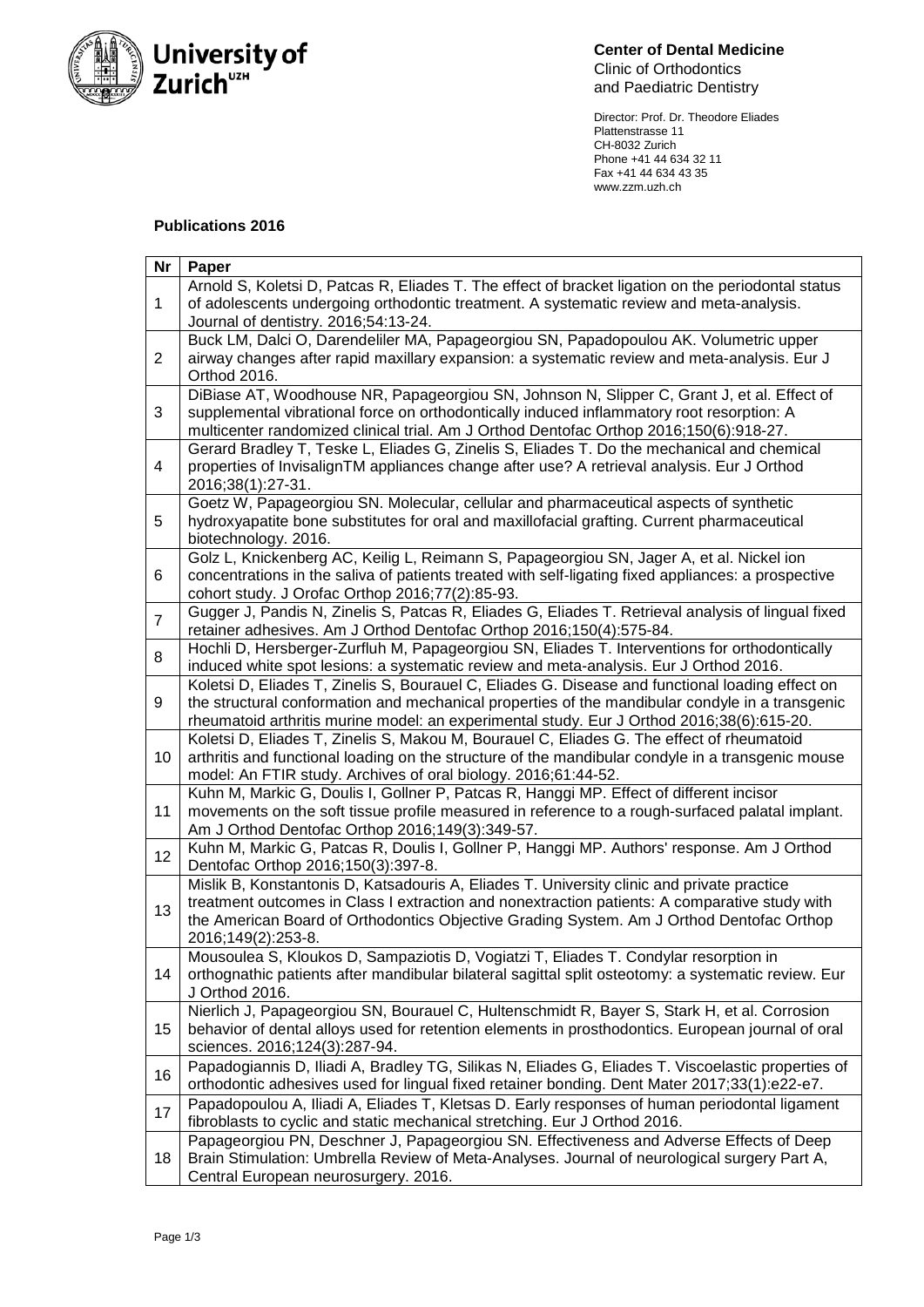University of Zurich[UZH]

**Center of Dental Medicine**
Clinic of Orthodontics
and Paediatric Dentistry

Director: Prof. Dr. Theodore Eliades
Plattenstrasse 11
CH-8032 Zurich
Phone +41 44 634 32 11
Fax +41 44 634 43 35
www.zzm.uzh.ch

**Publications 2016**

| Nr | Paper |
|---|---|
| 1 | Arnold S, Koletsi D, Patcas R, Eliades T. The effect of bracket ligation on the periodontal status of adolescents undergoing orthodontic treatment. A systematic review and meta-analysis. Journal of dentistry. 2016;54:13-24. |
| 2 | Buck LM, Dalci O, Darendeliler MA, Papageorgiou SN, Papadopoulou AK. Volumetric upper airway changes after rapid maxillary expansion: a systematic review and meta-analysis. Eur J Orthod 2016. |
| 3 | DiBiase AT, Woodhouse NR, Papageorgiou SN, Johnson N, Slipper C, Grant J, et al. Effect of supplemental vibrational force on orthodontically induced inflammatory root resorption: A multicenter randomized clinical trial. Am J Orthod Dentofac Orthop 2016;150(6):918-27. |
| 4 | Gerard Bradley T, Teske L, Eliades G, Zinelis S, Eliades T. Do the mechanical and chemical properties of InvisalignTM appliances change after use? A retrieval analysis. Eur J Orthod 2016;38(1):27-31. |
| 5 | Goetz W, Papageorgiou SN. Molecular, cellular and pharmaceutical aspects of synthetic hydroxyapatite bone substitutes for oral and maxillofacial grafting. Current pharmaceutical biotechnology. 2016. |
| 6 | Golz L, Knickenberg AC, Keilig L, Reimann S, Papageorgiou SN, Jager A, et al. Nickel ion concentrations in the saliva of patients treated with self-ligating fixed appliances: a prospective cohort study. J Orofac Orthop 2016;77(2):85-93. |
| 7 | Gugger J, Pandis N, Zinelis S, Patcas R, Eliades G, Eliades T. Retrieval analysis of lingual fixed retainer adhesives. Am J Orthod Dentofac Orthop 2016;150(4):575-84. |
| 8 | Hochli D, Hersberger-Zurfluh M, Papageorgiou SN, Eliades T. Interventions for orthodontically induced white spot lesions: a systematic review and meta-analysis. Eur J Orthod 2016. |
| 9 | Koletsi D, Eliades T, Zinelis S, Bourauel C, Eliades G. Disease and functional loading effect on the structural conformation and mechanical properties of the mandibular condyle in a transgenic rheumatoid arthritis murine model: an experimental study. Eur J Orthod 2016;38(6):615-20. |
| 10 | Koletsi D, Eliades T, Zinelis S, Makou M, Bourauel C, Eliades G. The effect of rheumatoid arthritis and functional loading on the structure of the mandibular condyle in a transgenic mouse model: An FTIR study. Archives of oral biology. 2016;61:44-52. |
| 11 | Kuhn M, Markic G, Doulis I, Gollner P, Patcas R, Hanggi MP. Effect of different incisor movements on the soft tissue profile measured in reference to a rough-surfaced palatal implant. Am J Orthod Dentofac Orthop 2016;149(3):349-57. |
| 12 | Kuhn M, Markic G, Patcas R, Doulis I, Gollner P, Hanggi MP. Authors' response. Am J Orthod Dentofac Orthop 2016;150(3):397-8. |
| 13 | Mislik B, Konstantonis D, Katsadouris A, Eliades T. University clinic and private practice treatment outcomes in Class I extraction and nonextraction patients: A comparative study with the American Board of Orthodontics Objective Grading System. Am J Orthod Dentofac Orthop 2016;149(2):253-8. |
| 14 | Mousoulea S, Kloukos D, Sampaziotis D, Vogiatzi T, Eliades T. Condylar resorption in orthognathic patients after mandibular bilateral sagittal split osteotomy: a systematic review. Eur J Orthod 2016. |
| 15 | Nierlich J, Papageorgiou SN, Bourauel C, Hultenschmidt R, Bayer S, Stark H, et al. Corrosion behavior of dental alloys used for retention elements in prosthodontics. European journal of oral sciences. 2016;124(3):287-94. |
| 16 | Papadogiannis D, Iliadi A, Bradley TG, Silikas N, Eliades G, Eliades T. Viscoelastic properties of orthodontic adhesives used for lingual fixed retainer bonding. Dent Mater 2017;33(1):e22-e7. |
| 17 | Papadopoulou A, Iliadi A, Eliades T, Kletsas D. Early responses of human periodontal ligament fibroblasts to cyclic and static mechanical stretching. Eur J Orthod 2016. |
| 18 | Papageorgiou PN, Deschner J, Papageorgiou SN. Effectiveness and Adverse Effects of Deep Brain Stimulation: Umbrella Review of Meta-Analyses. Journal of neurological surgery Part A, Central European neurosurgery. 2016. |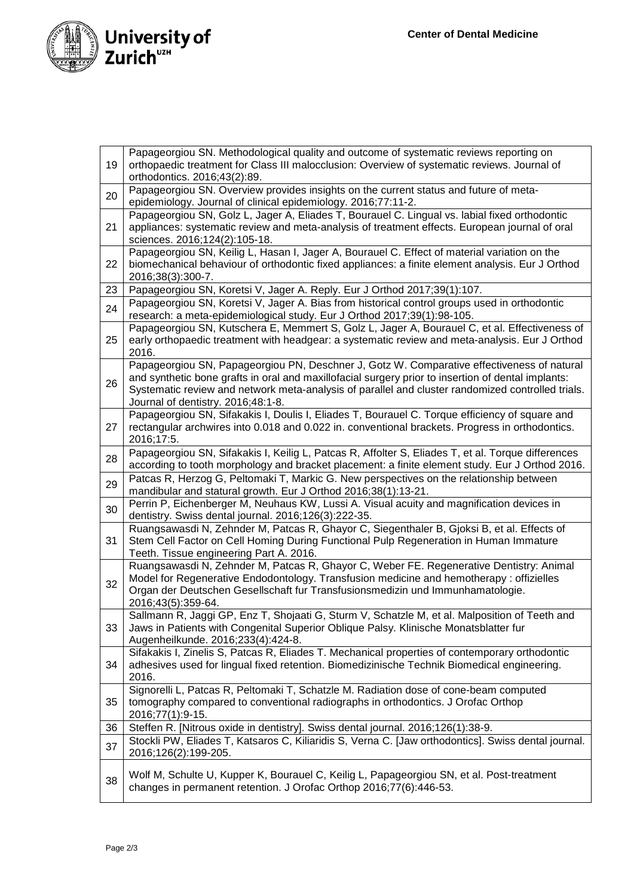| | |
|---|---|
| 19 | Papageorgiou SN. Methodological quality and outcome of systematic reviews reporting on orthopaedic treatment for Class III malocclusion: Overview of systematic reviews. Journal of orthodontics. 2016;43(2):89. |
| 20 | Papageorgiou SN. Overview provides insights on the current status and future of meta-epidemiology. Journal of clinical epidemiology. 2016;77:11-2. |
| 21 | Papageorgiou SN, Golz L, Jager A, Eliades T, Bourauel C. Lingual vs. labial fixed orthodontic appliances: systematic review and meta-analysis of treatment effects. European journal of oral sciences. 2016;124(2):105-18. |
| 22 | Papageorgiou SN, Keilig L, Hasan I, Jager A, Bourauel C. Effect of material variation on the biomechanical behaviour of orthodontic fixed appliances: a finite element analysis. Eur J Orthod 2016;38(3):300-7. |
| 23 | Papageorgiou SN, Koretsi V, Jager A. Reply. Eur J Orthod 2017;39(1):107. |
| 24 | Papageorgiou SN, Koretsi V, Jager A. Bias from historical control groups used in orthodontic research: a meta-epidemiological study. Eur J Orthod 2017;39(1):98-105. |
| 25 | Papageorgiou SN, Kutschera E, Memmert S, Golz L, Jager A, Bourauel C, et al. Effectiveness of early orthopaedic treatment with headgear: a systematic review and meta-analysis. Eur J Orthod 2016. |
| 26 | Papageorgiou SN, Papageorgiou PN, Deschner J, Gotz W. Comparative effectiveness of natural and synthetic bone grafts in oral and maxillofacial surgery prior to insertion of dental implants: Systematic review and network meta-analysis of parallel and cluster randomized controlled trials. Journal of dentistry. 2016;48:1-8. |
| 27 | Papageorgiou SN, Sifakakis I, Doulis I, Eliades T, Bourauel C. Torque efficiency of square and rectangular archwires into 0.018 and 0.022 in. conventional brackets. Progress in orthodontics. 2016;17:5. |
| 28 | Papageorgiou SN, Sifakakis I, Keilig L, Patcas R, Affolter S, Eliades T, et al. Torque differences according to tooth morphology and bracket placement: a finite element study. Eur J Orthod 2016. |
| 29 | Patcas R, Herzog G, Peltomaki T, Markic G. New perspectives on the relationship between mandibular and statural growth. Eur J Orthod 2016;38(1):13-21. |
| 30 | Perrin P, Eichenberger M, Neuhaus KW, Lussi A. Visual acuity and magnification devices in dentistry. Swiss dental journal. 2016;126(3):222-35. |
| 31 | Ruangsawasdi N, Zehnder M, Patcas R, Ghayor C, Siegenthaler B, Gjoksi B, et al. Effects of Stem Cell Factor on Cell Homing During Functional Pulp Regeneration in Human Immature Teeth. Tissue engineering Part A. 2016. |
| 32 | Ruangsawasdi N, Zehnder M, Patcas R, Ghayor C, Weber FE. Regenerative Dentistry: Animal Model for Regenerative Endodontology. Transfusion medicine and hemotherapy : offizielles Organ der Deutschen Gesellschaft fur Transfusionsmedizin und Immunhamatologie. 2016;43(5):359-64. |
| 33 | Sallmann R, Jaggi GP, Enz T, Shojaati G, Sturm V, Schatzle M, et al. Malposition of Teeth and Jaws in Patients with Congenital Superior Oblique Palsy. Klinische Monatsblatter fur Augenheilkunde. 2016;233(4):424-8. |
| 34 | Sifakakis I, Zinelis S, Patcas R, Eliades T. Mechanical properties of contemporary orthodontic adhesives used for lingual fixed retention. Biomedizinische Technik Biomedical engineering. 2016. |
| 35 | Signorelli L, Patcas R, Peltomaki T, Schatzle M. Radiation dose of cone-beam computed tomography compared to conventional radiographs in orthodontics. J Orofac Orthop 2016;77(1):9-15. |
| 36 | Steffen R. [Nitrous oxide in dentistry]. Swiss dental journal. 2016;126(1):38-9. |
| 37 | Stockli PW, Eliades T, Katsaros C, Kiliaridis S, Verna C. [Jaw orthodontics]. Swiss dental journal. 2016;126(2):199-205. |
| 38 | Wolf M, Schulte U, Kupper K, Bourauel C, Keilig L, Papageorgiou SN, et al. Post-treatment changes in permanent retention. J Orofac Orthop 2016;77(6):446-53. |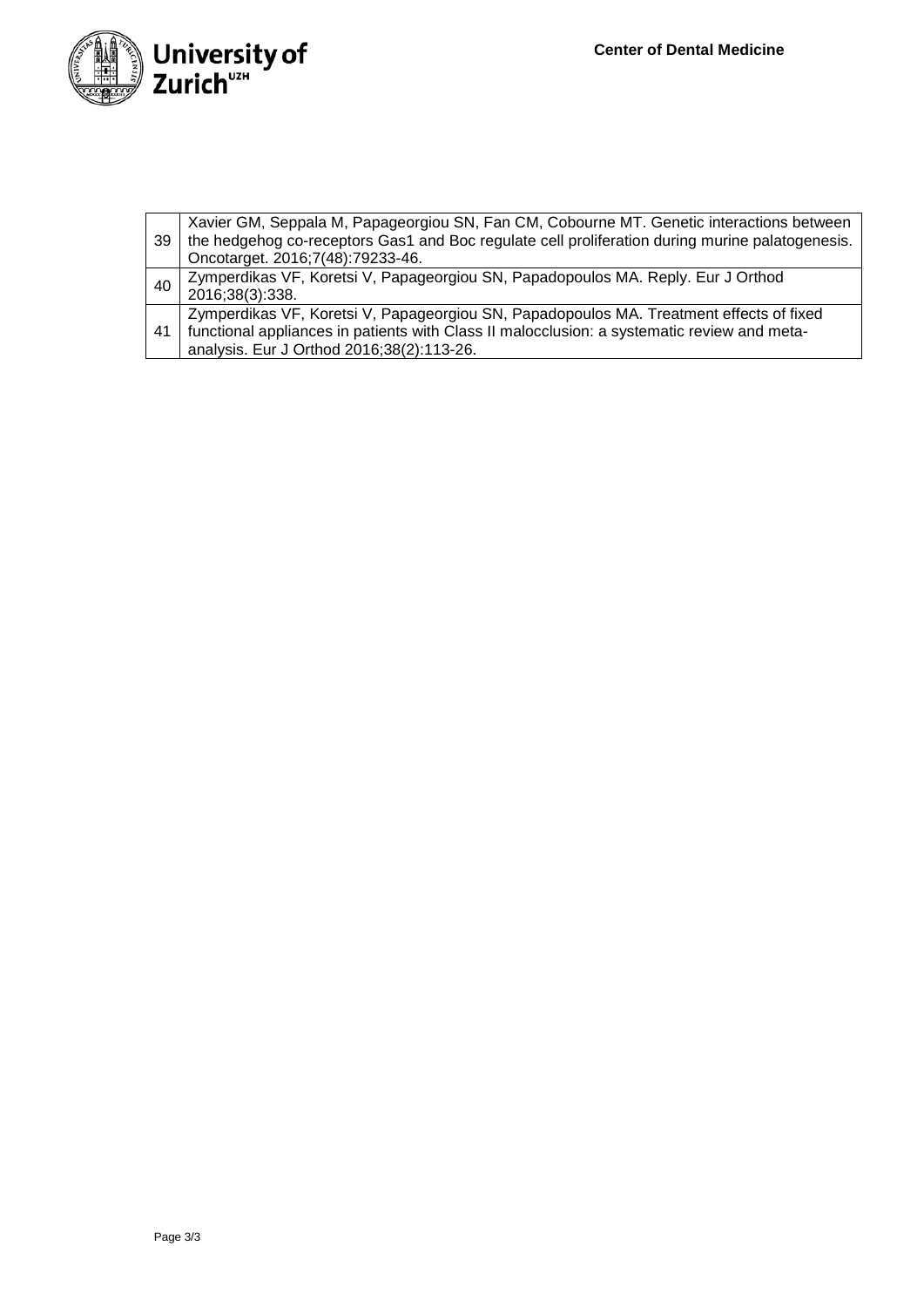| | |
|---|---|
| 39 | Xavier GM, Seppala M, Papageorgiou SN, Fan CM, Cobourne MT. Genetic interactions between the hedgehog co-receptors Gas1 and Boc regulate cell proliferation during murine palatogenesis. Oncotarget. 2016;7(48):79233-46. |
| 40 | Zymperdikas VF, Koretsi V, Papageorgiou SN, Papadopoulos MA. Reply. Eur J Orthod 2016;38(3):338. |
| 41 | Zymperdikas VF, Koretsi V, Papageorgiou SN, Papadopoulos MA. Treatment effects of fixed functional appliances in patients with Class II malocclusion: a systematic review and meta-analysis. Eur J Orthod 2016;38(2):113-26. |